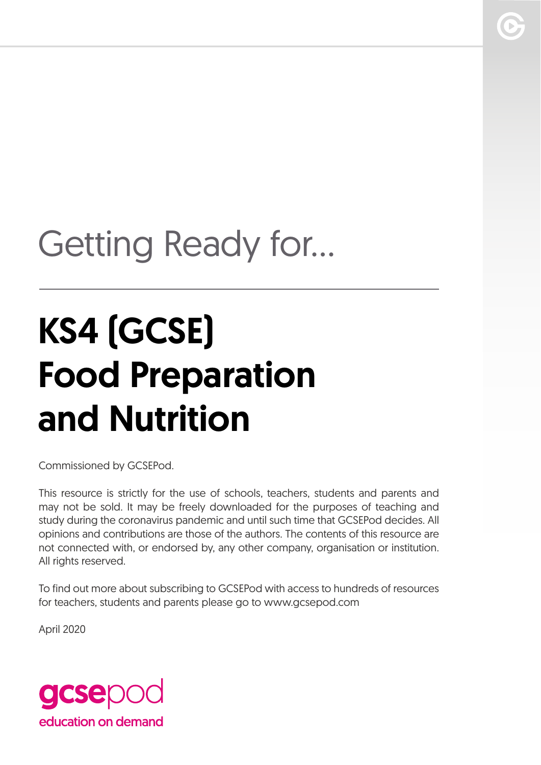Getting Ready for...

# KS4 (GCSE) Food Preparation and Nutrition

Commissioned by GCSEPod.

This resource is strictly for the use of schools, teachers, students and parents and may not be sold. It may be freely downloaded for the purposes of teaching and study during the coronavirus pandemic and until such time that GCSEPod decides. All opinions and contributions are those of the authors. The contents of this resource are not connected with, or endorsed by, any other company, organisation or institution. All rights reserved.

To find out more about subscribing to GCSEPod with access to hundreds of resources for teachers, students and parents please go to www.gcsepod.com

April 2020

gcsepod
education on demand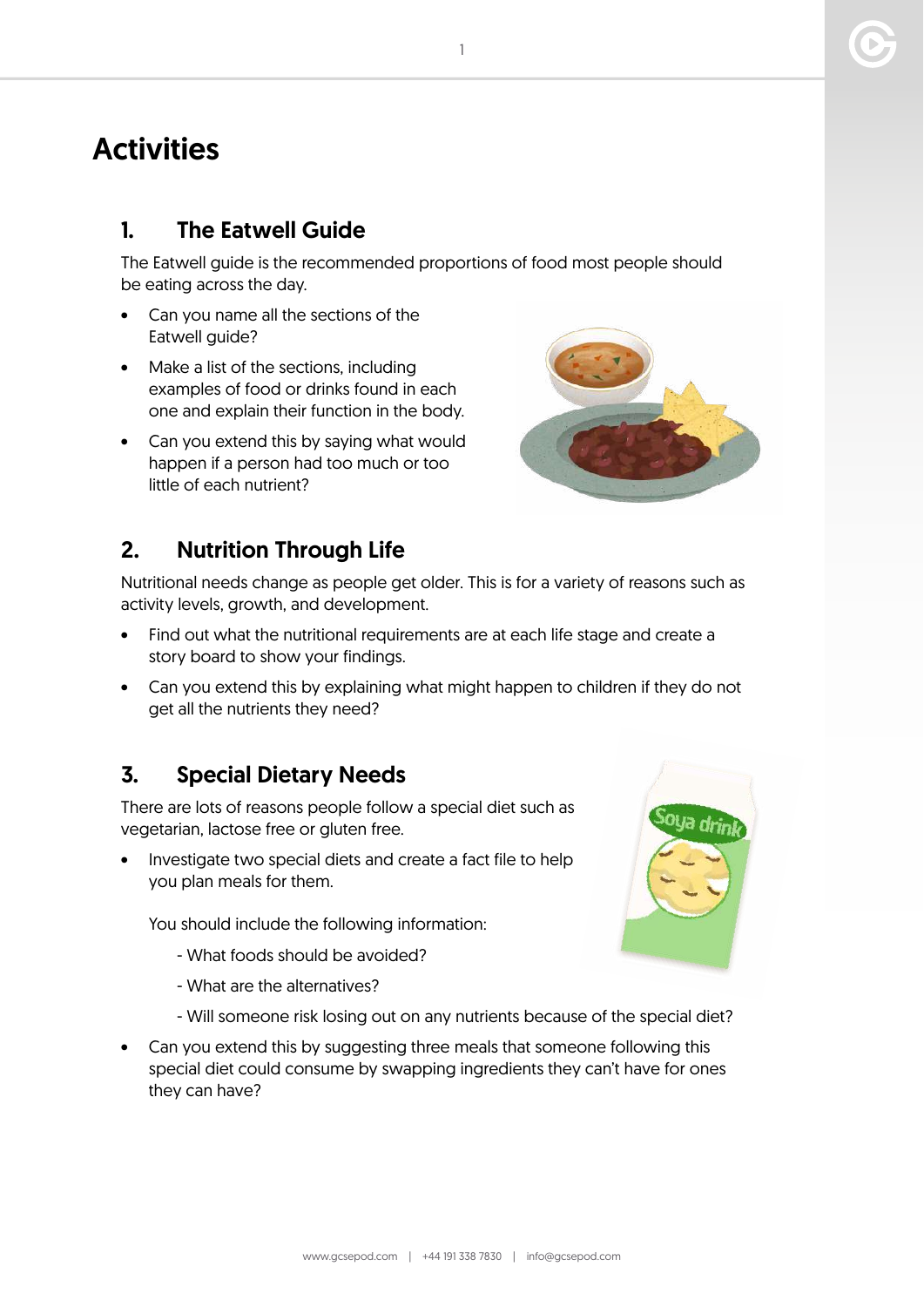# Activities

## 1. The Eatwell Guide

The Eatwell guide is the recommended proportions of food most people should be eating across the day.

- Can you name all the sections of the Eatwell guide?
- Make a list of the sections, including examples of food or drinks found in each one and explain their function in the body.
- Can you extend this by saying what would happen if a person had too much or too little of each nutrient?

## 2. Nutrition Through Life

Nutritional needs change as people get older. This is for a variety of reasons such as activity levels, growth, and development.

- Find out what the nutritional requirements are at each life stage and create a story board to show your findings.
- Can you extend this by explaining what might happen to children if they do not get all the nutrients they need?

## 3. Special Dietary Needs

There are lots of reasons people follow a special diet such as vegetarian, lactose free or gluten free.

- Investigate two special diets and create a fact file to help you plan meals for them.

  You should include the following information:

  - What foods should be avoided?
  - What are the alternatives?
  - Will someone risk losing out on any nutrients because of the special diet?

- Can you extend this by suggesting three meals that someone following this special diet could consume by swapping ingredients they can't have for ones they can have?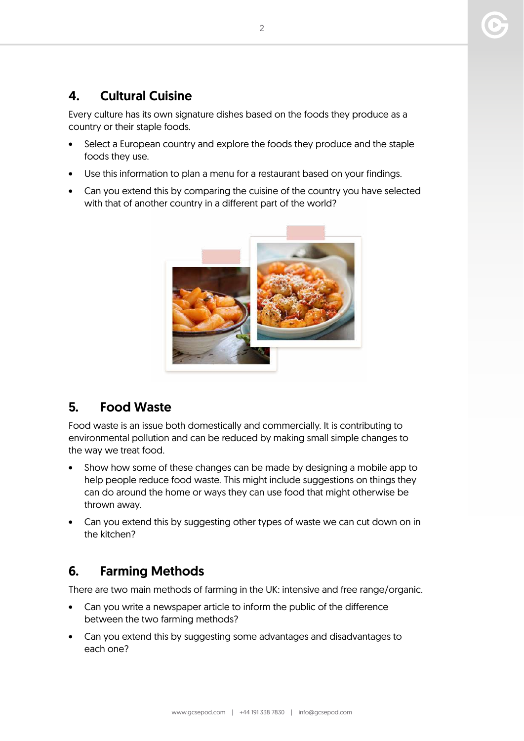## 4. Cultural Cuisine

Every culture has its own signature dishes based on the foods they produce as a country or their staple foods.

- Select a European country and explore the foods they produce and the staple foods they use.
- Use this information to plan a menu for a restaurant based on your findings.
- Can you extend this by comparing the cuisine of the country you have selected with that of another country in a different part of the world?

## 5. Food Waste

Food waste is an issue both domestically and commercially. It is contributing to environmental pollution and can be reduced by making small simple changes to the way we treat food.

- Show how some of these changes can be made by designing a mobile app to help people reduce food waste. This might include suggestions on things they can do around the home or ways they can use food that might otherwise be thrown away.
- Can you extend this by suggesting other types of waste we can cut down on in the kitchen?

## 6. Farming Methods

There are two main methods of farming in the UK: intensive and free range/organic.

- Can you write a newspaper article to inform the public of the difference between the two farming methods?
- Can you extend this by suggesting some advantages and disadvantages to each one?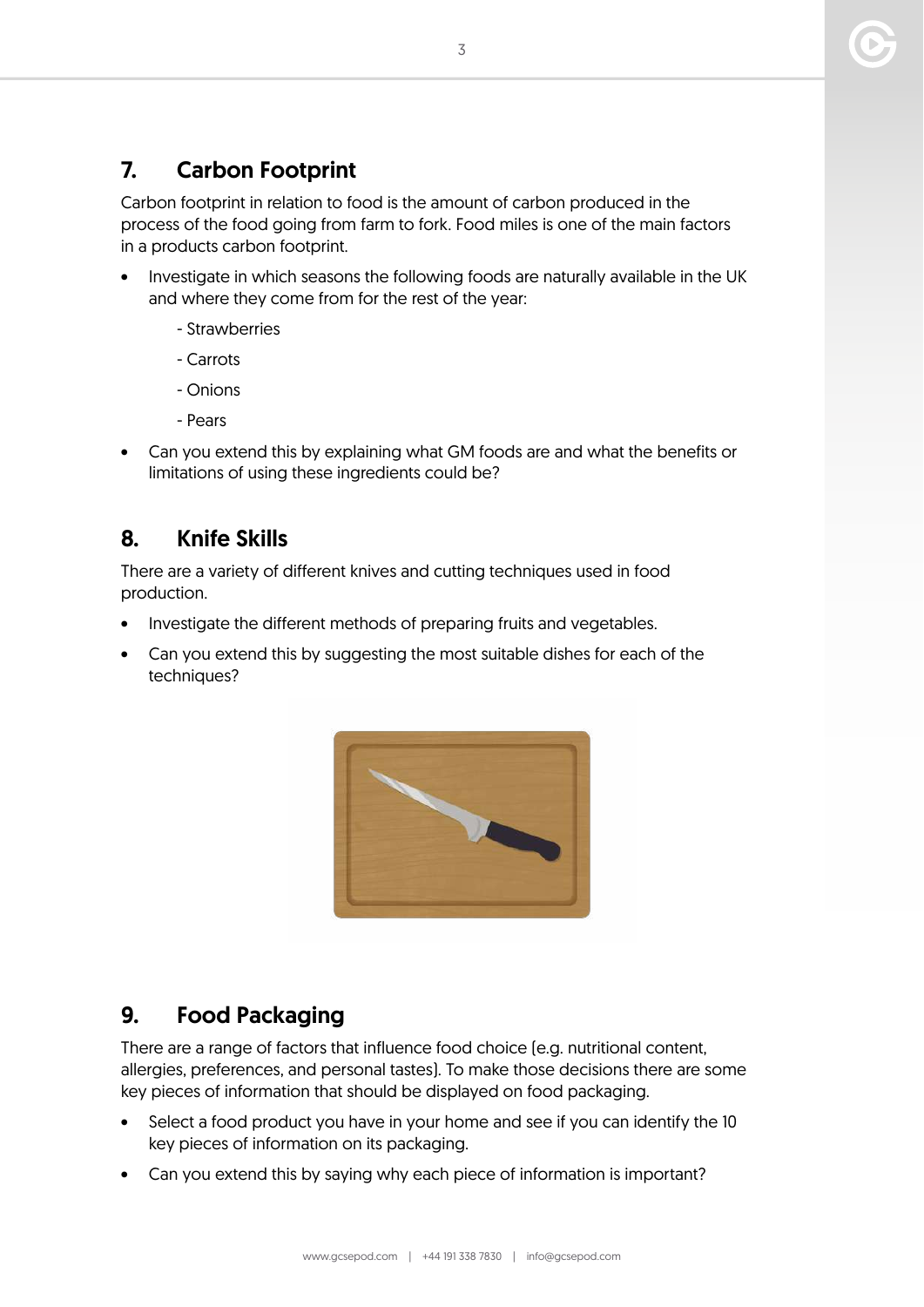## 7. Carbon Footprint

Carbon footprint in relation to food is the amount of carbon produced in the process of the food going from farm to fork. Food miles is one of the main factors in a products carbon footprint.

- Investigate in which seasons the following foods are naturally available in the UK and where they come from for the rest of the year:
  - Strawberries
  - Carrots
  - Onions
  - Pears
- Can you extend this by explaining what GM foods are and what the benefits or limitations of using these ingredients could be?

## 8. Knife Skills

There are a variety of different knives and cutting techniques used in food production.

- Investigate the different methods of preparing fruits and vegetables.
- Can you extend this by suggesting the most suitable dishes for each of the techniques?

## 9. Food Packaging

There are a range of factors that influence food choice (e.g. nutritional content, allergies, preferences, and personal tastes). To make those decisions there are some key pieces of information that should be displayed on food packaging.

- Select a food product you have in your home and see if you can identify the 10 key pieces of information on its packaging.
- Can you extend this by saying why each piece of information is important?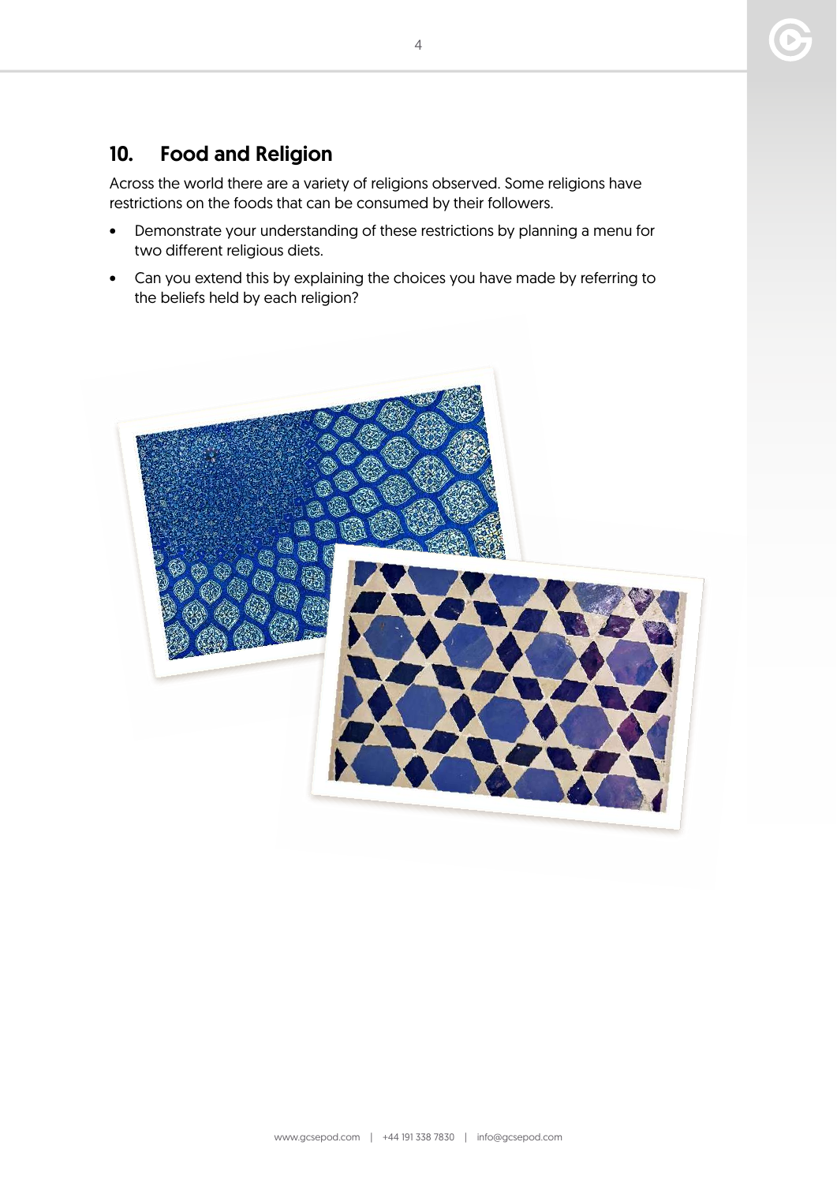## 10. Food and Religion

Across the world there are a variety of religions observed. Some religions have restrictions on the foods that can be consumed by their followers.

- Demonstrate your understanding of these restrictions by planning a menu for two different religious diets.
- Can you extend this by explaining the choices you have made by referring to the beliefs held by each religion?